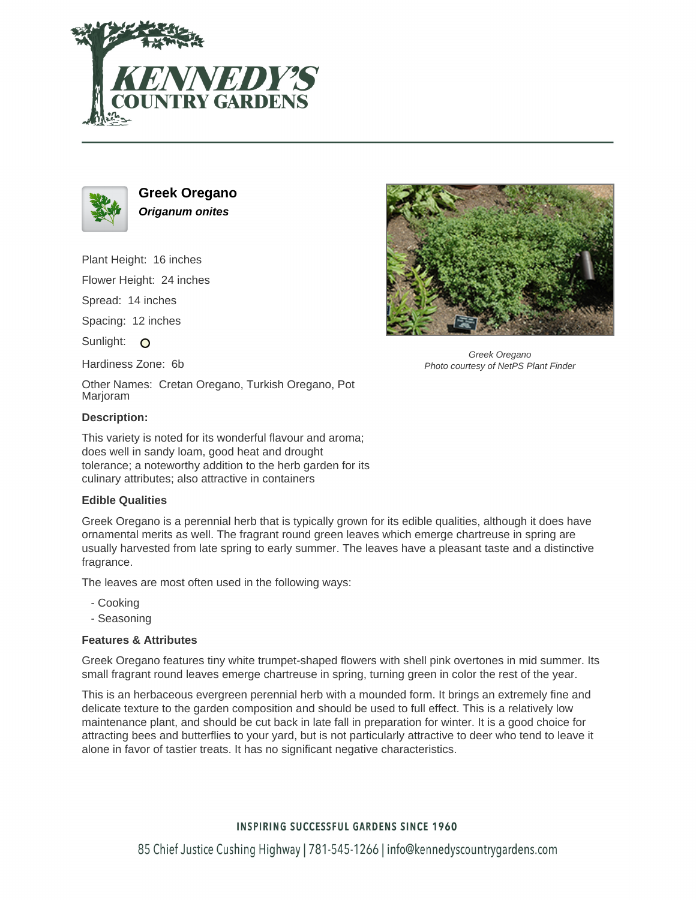# Greek Oregano

***Origanum onites***

Plant Height: 16 inches

Flower Height: 24 inches

Spread: 14 inches

Spacing: 12 inches

Sunlight:

Hardiness Zone: 6b

Other Names: Cretan Oregano, Turkish Oregano, Pot Marjoram

Greek Oregano
*Photo courtesy of NetPS Plant Finder*

### Description:

This variety is noted for its wonderful flavour and aroma; does well in sandy loam, good heat and drought tolerance; a noteworthy addition to the herb garden for its culinary attributes; also attractive in containers

### Edible Qualities

Greek Oregano is a perennial herb that is typically grown for its edible qualities, although it does have ornamental merits as well. The fragrant round green leaves which emerge chartreuse in spring are usually harvested from late spring to early summer. The leaves have a pleasant taste and a distinctive fragrance.

The leaves are most often used in the following ways:

- Cooking
- Seasoning

### Features & Attributes

Greek Oregano features tiny white trumpet-shaped flowers with shell pink overtones in mid summer. Its small fragrant round leaves emerge chartreuse in spring, turning green in color the rest of the year.

This is an herbaceous evergreen perennial herb with a mounded form. It brings an extremely fine and delicate texture to the garden composition and should be used to full effect. This is a relatively low maintenance plant, and should be cut back in late fall in preparation for winter. It is a good choice for attracting bees and butterflies to your yard, but is not particularly attractive to deer who tend to leave it alone in favor of tastier treats. It has no significant negative characteristics.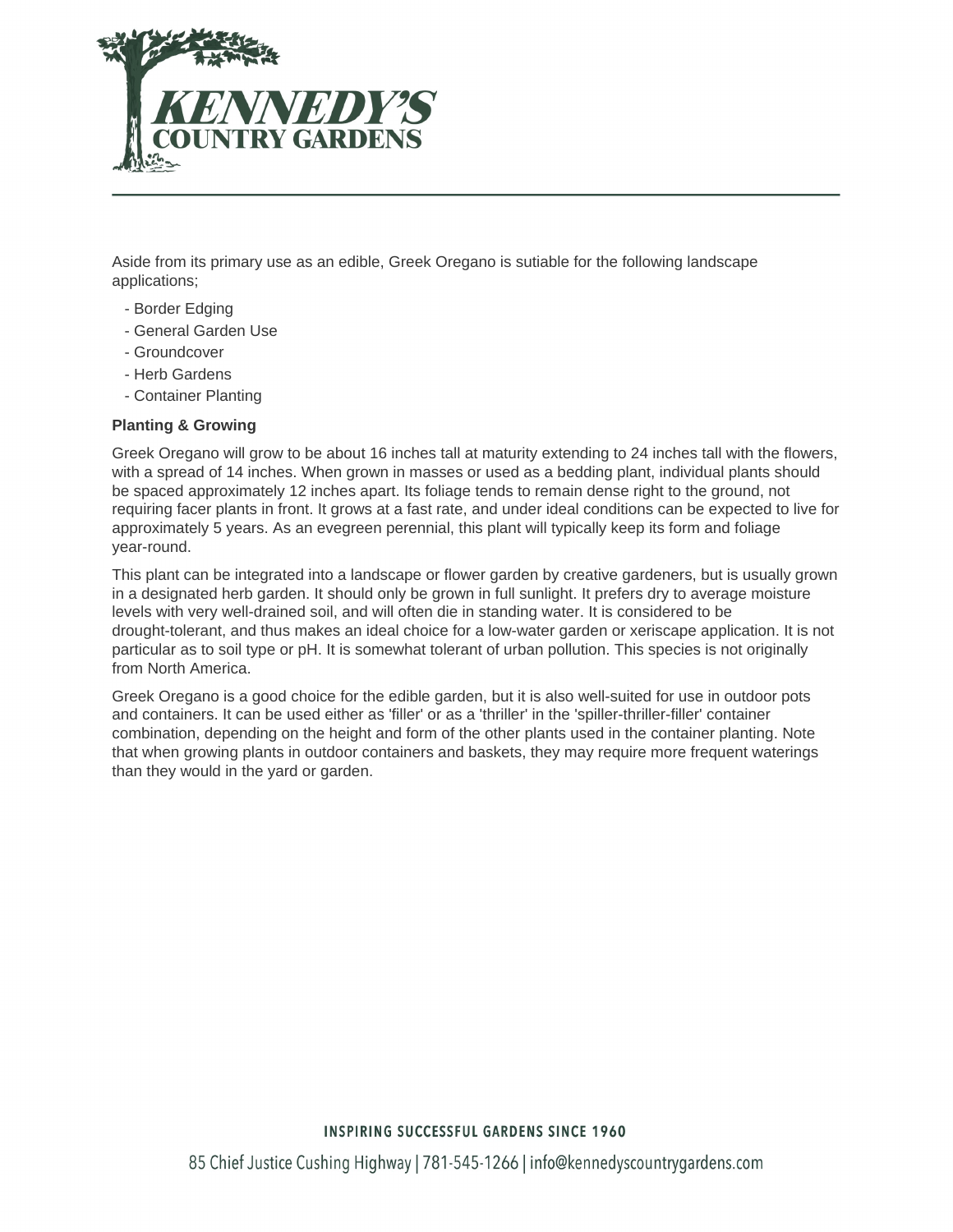Aside from its primary use as an edible, Greek Oregano is sutiable for the following landscape applications;

- Border Edging
- General Garden Use
- Groundcover
- Herb Gardens
- Container Planting

**Planting & Growing**

Greek Oregano will grow to be about 16 inches tall at maturity extending to 24 inches tall with the flowers, with a spread of 14 inches. When grown in masses or used as a bedding plant, individual plants should be spaced approximately 12 inches apart. Its foliage tends to remain dense right to the ground, not requiring facer plants in front. It grows at a fast rate, and under ideal conditions can be expected to live for approximately 5 years. As an evegreen perennial, this plant will typically keep its form and foliage year-round.

This plant can be integrated into a landscape or flower garden by creative gardeners, but is usually grown in a designated herb garden. It should only be grown in full sunlight. It prefers dry to average moisture levels with very well-drained soil, and will often die in standing water. It is considered to be drought-tolerant, and thus makes an ideal choice for a low-water garden or xeriscape application. It is not particular as to soil type or pH. It is somewhat tolerant of urban pollution. This species is not originally from North America.

Greek Oregano is a good choice for the edible garden, but it is also well-suited for use in outdoor pots and containers. It can be used either as 'filler' or as a 'thriller' in the 'spiller-thriller-filler' container combination, depending on the height and form of the other plants used in the container planting. Note that when growing plants in outdoor containers and baskets, they may require more frequent waterings than they would in the yard or garden.